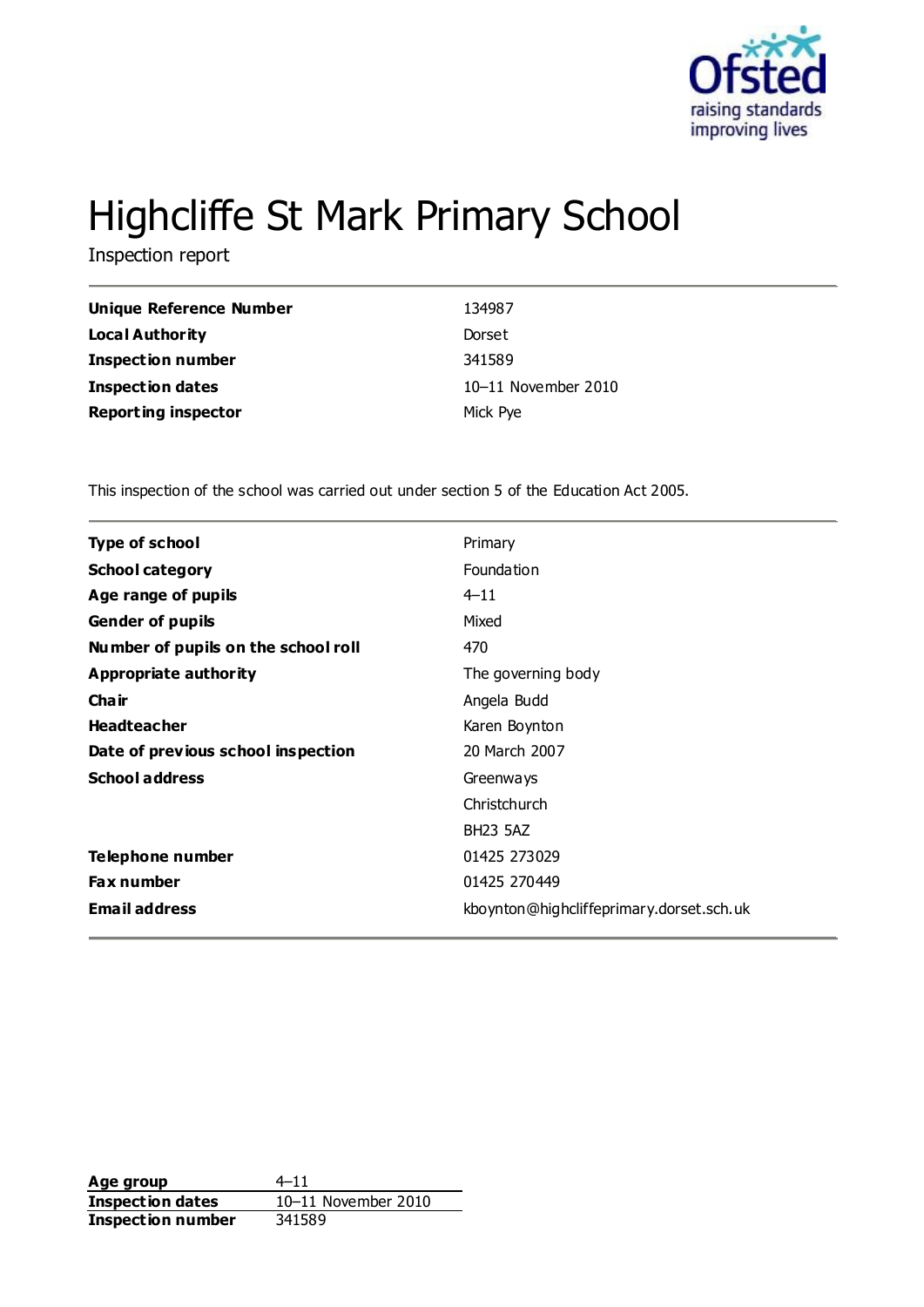# Highcliffe St Mark Primary School

Inspection report

| | |
|---|---|
| **Unique Reference Number** | 134987 |
| **Local Authority** | Dorset |
| **Inspection number** | 341589 |
| **Inspection dates** | 10–11 November 2010 |
| **Reporting inspector** | Mick Pye |

This inspection of the school was carried out under section 5 of the Education Act 2005.

| | |
|---|---|
| **Type of school** | Primary |
| **School category** | Foundation |
| **Age range of pupils** | 4–11 |
| **Gender of pupils** | Mixed |
| **Number of pupils on the school roll** | 470 |
| **Appropriate authority** | The governing body |
| **Chair** | Angela Budd |
| **Headteacher** | Karen Boynton |
| **Date of previous school inspection** | 20 March 2007 |
| **School address** | Greenways |
| | Christchurch |
| | BH23 5AZ |
| **Telephone number** | 01425 273029 |
| **Fax number** | 01425 270449 |
| **Email address** | kboynton@highcliffeprimary.dorset.sch.uk |

| | |
|---|---|
| **Age group** | 4–11 |
| **Inspection dates** | 10–11 November 2010 |
| **Inspection number** | 341589 |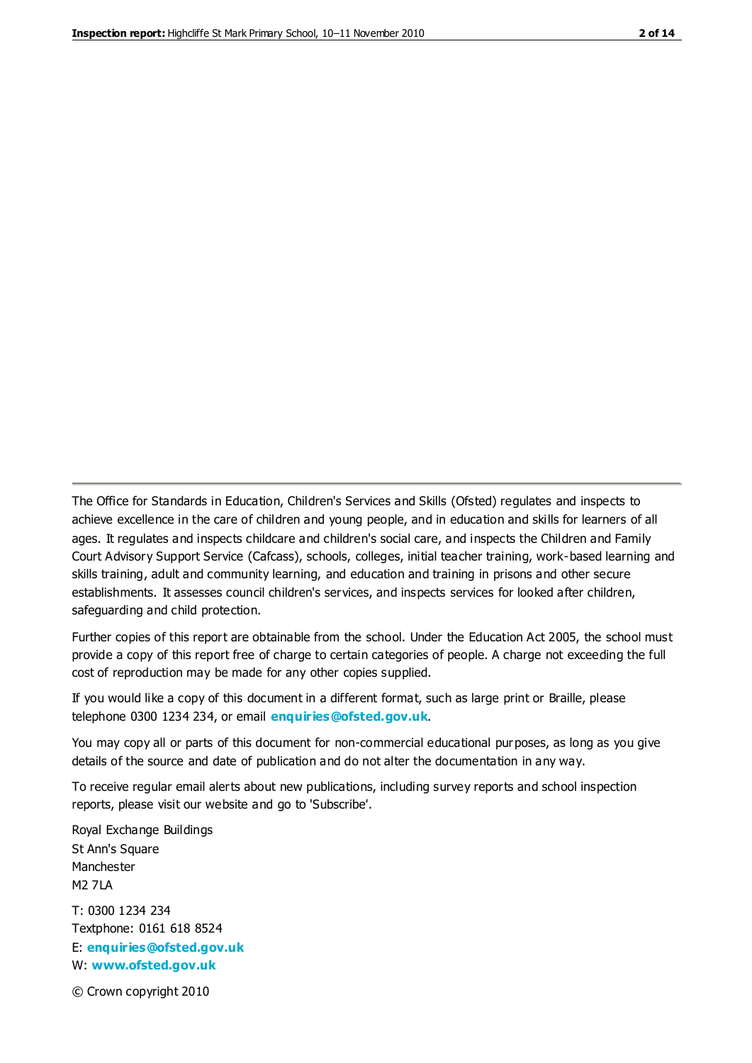The Office for Standards in Education, Children's Services and Skills (Ofsted) regulates and inspects to achieve excellence in the care of children and young people, and in education and skills for learners of all ages. It regulates and inspects childcare and children's social care, and inspects the Children and Family Court Advisory Support Service (Cafcass), schools, colleges, initial teacher training, work-based learning and skills training, adult and community learning, and education and training in prisons and other secure establishments. It assesses council children's services, and inspects services for looked after children, safeguarding and child protection.

Further copies of this report are obtainable from the school. Under the Education Act 2005, the school must provide a copy of this report free of charge to certain categories of people. A charge not exceeding the full cost of reproduction may be made for any other copies supplied.

If you would like a copy of this document in a different format, such as large print or Braille, please telephone 0300 1234 234, or email **enquiries@ofsted.gov.uk**.

You may copy all or parts of this document for non-commercial educational purposes, as long as you give details of the source and date of publication and do not alter the documentation in any way.

To receive regular email alerts about new publications, including survey reports and school inspection reports, please visit our website and go to 'Subscribe'.

Royal Exchange Buildings
St Ann's Square
Manchester
M2 7LA

T: 0300 1234 234
Textphone: 0161 618 8524
E: **enquiries@ofsted.gov.uk**
W: **www.ofsted.gov.uk**

© Crown copyright 2010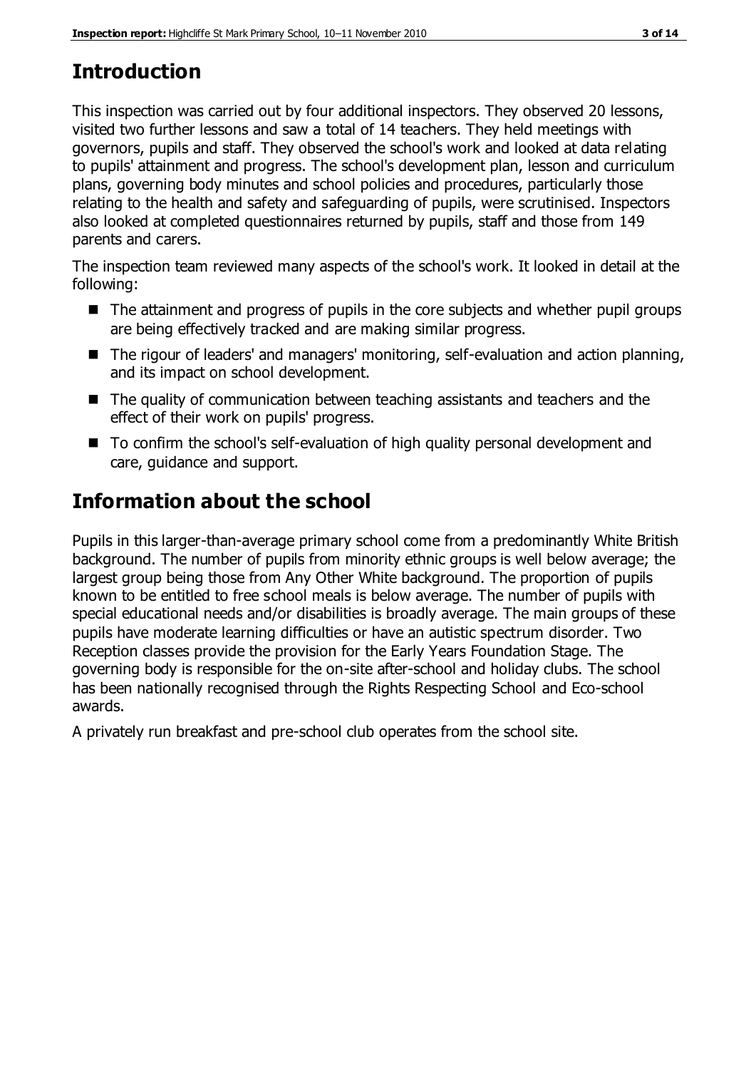## Introduction

This inspection was carried out by four additional inspectors. They observed 20 lessons, visited two further lessons and saw a total of 14 teachers. They held meetings with governors, pupils and staff. They observed the school's work and looked at data relating to pupils' attainment and progress. The school's development plan, lesson and curriculum plans, governing body minutes and school policies and procedures, particularly those relating to the health and safety and safeguarding of pupils, were scrutinised. Inspectors also looked at completed questionnaires returned by pupils, staff and those from 149 parents and carers.

The inspection team reviewed many aspects of the school's work. It looked in detail at the following:

- The attainment and progress of pupils in the core subjects and whether pupil groups are being effectively tracked and are making similar progress.
- The rigour of leaders' and managers' monitoring, self-evaluation and action planning, and its impact on school development.
- The quality of communication between teaching assistants and teachers and the effect of their work on pupils' progress.
- To confirm the school's self-evaluation of high quality personal development and care, guidance and support.

## Information about the school

Pupils in this larger-than-average primary school come from a predominantly White British background. The number of pupils from minority ethnic groups is well below average; the largest group being those from Any Other White background. The proportion of pupils known to be entitled to free school meals is below average. The number of pupils with special educational needs and/or disabilities is broadly average. The main groups of these pupils have moderate learning difficulties or have an autistic spectrum disorder. Two Reception classes provide the provision for the Early Years Foundation Stage. The governing body is responsible for the on-site after-school and holiday clubs. The school has been nationally recognised through the Rights Respecting School and Eco-school awards.

A privately run breakfast and pre-school club operates from the school site.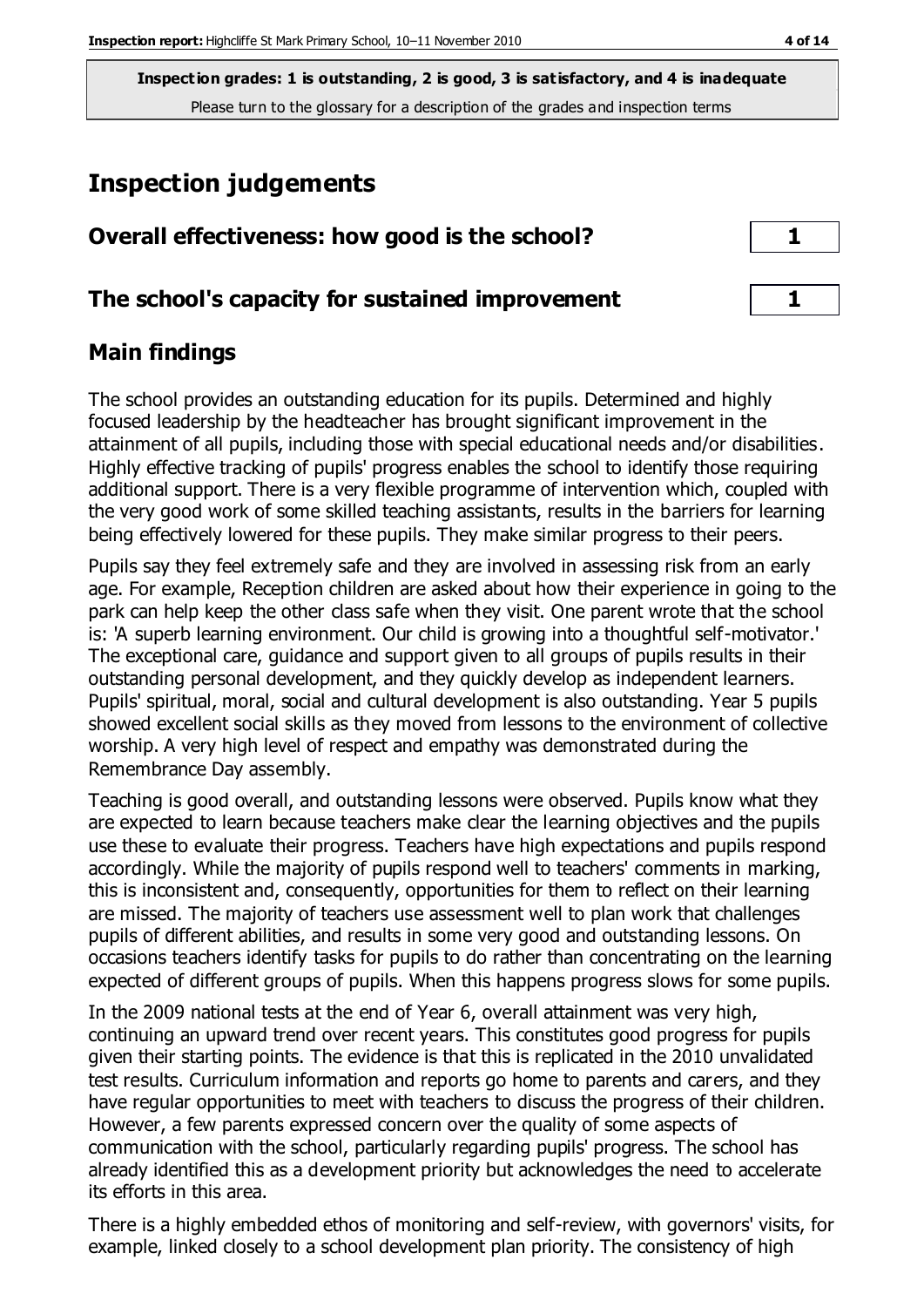**Inspection grades: 1 is outstanding, 2 is good, 3 is satisfactory, and 4 is inadequate**

Please turn to the glossary for a description of the grades and inspection terms

# Inspection judgements

## Overall effectiveness: how good is the school? 1

## The school's capacity for sustained improvement 1

## Main findings

The school provides an outstanding education for its pupils. Determined and highly focused leadership by the headteacher has brought significant improvement in the attainment of all pupils, including those with special educational needs and/or disabilities. Highly effective tracking of pupils' progress enables the school to identify those requiring additional support. There is a very flexible programme of intervention which, coupled with the very good work of some skilled teaching assistants, results in the barriers for learning being effectively lowered for these pupils. They make similar progress to their peers.

Pupils say they feel extremely safe and they are involved in assessing risk from an early age. For example, Reception children are asked about how their experience in going to the park can help keep the other class safe when they visit. One parent wrote that the school is: 'A superb learning environment. Our child is growing into a thoughtful self-motivator.' The exceptional care, guidance and support given to all groups of pupils results in their outstanding personal development, and they quickly develop as independent learners. Pupils' spiritual, moral, social and cultural development is also outstanding. Year 5 pupils showed excellent social skills as they moved from lessons to the environment of collective worship. A very high level of respect and empathy was demonstrated during the Remembrance Day assembly.

Teaching is good overall, and outstanding lessons were observed. Pupils know what they are expected to learn because teachers make clear the learning objectives and the pupils use these to evaluate their progress. Teachers have high expectations and pupils respond accordingly. While the majority of pupils respond well to teachers' comments in marking, this is inconsistent and, consequently, opportunities for them to reflect on their learning are missed. The majority of teachers use assessment well to plan work that challenges pupils of different abilities, and results in some very good and outstanding lessons. On occasions teachers identify tasks for pupils to do rather than concentrating on the learning expected of different groups of pupils. When this happens progress slows for some pupils.

In the 2009 national tests at the end of Year 6, overall attainment was very high, continuing an upward trend over recent years. This constitutes good progress for pupils given their starting points. The evidence is that this is replicated in the 2010 unvalidated test results. Curriculum information and reports go home to parents and carers, and they have regular opportunities to meet with teachers to discuss the progress of their children. However, a few parents expressed concern over the quality of some aspects of communication with the school, particularly regarding pupils' progress. The school has already identified this as a development priority but acknowledges the need to accelerate its efforts in this area.

There is a highly embedded ethos of monitoring and self-review, with governors' visits, for example, linked closely to a school development plan priority. The consistency of high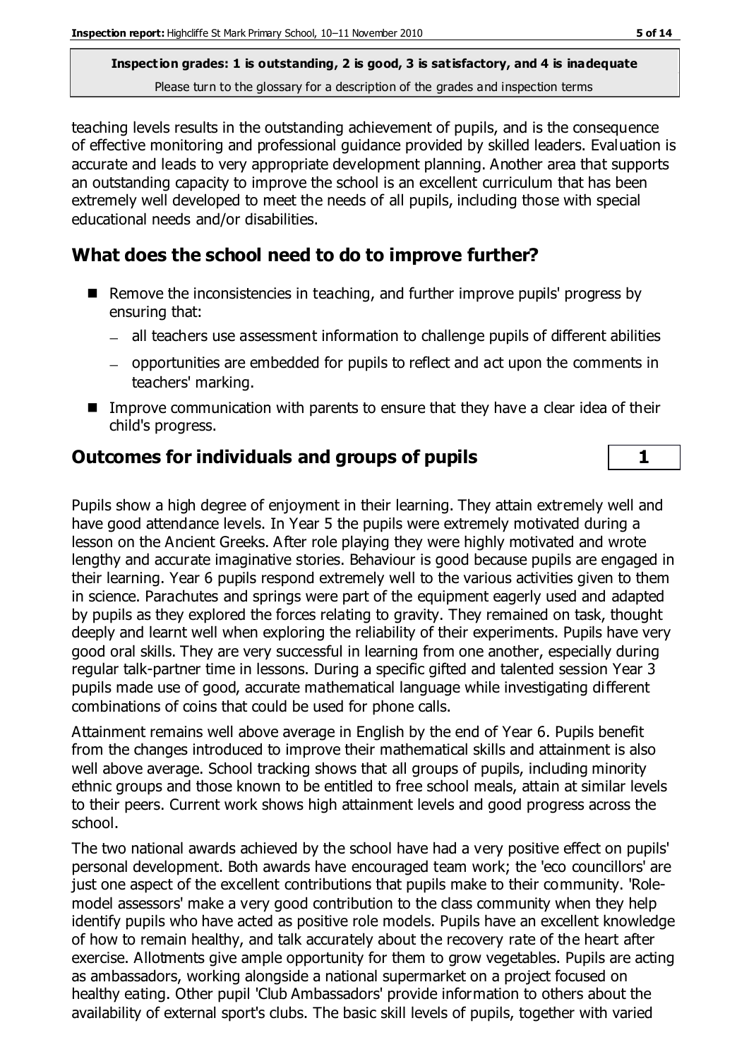teaching levels results in the outstanding achievement of pupils, and is the consequence of effective monitoring and professional guidance provided by skilled leaders. Evaluation is accurate and leads to very appropriate development planning. Another area that supports an outstanding capacity to improve the school is an excellent curriculum that has been extremely well developed to meet the needs of all pupils, including those with special educational needs and/or disabilities.

## What does the school need to do to improve further?

- Remove the inconsistencies in teaching, and further improve pupils' progress by ensuring that:
  - all teachers use assessment information to challenge pupils of different abilities
  - opportunities are embedded for pupils to reflect and act upon the comments in teachers' marking.
- Improve communication with parents to ensure that they have a clear idea of their child's progress.

## Outcomes for individuals and groups of pupils — 1

Pupils show a high degree of enjoyment in their learning. They attain extremely well and have good attendance levels. In Year 5 the pupils were extremely motivated during a lesson on the Ancient Greeks. After role playing they were highly motivated and wrote lengthy and accurate imaginative stories. Behaviour is good because pupils are engaged in their learning. Year 6 pupils respond extremely well to the various activities given to them in science. Parachutes and springs were part of the equipment eagerly used and adapted by pupils as they explored the forces relating to gravity. They remained on task, thought deeply and learnt well when exploring the reliability of their experiments. Pupils have very good oral skills. They are very successful in learning from one another, especially during regular talk-partner time in lessons. During a specific gifted and talented session Year 3 pupils made use of good, accurate mathematical language while investigating different combinations of coins that could be used for phone calls.

Attainment remains well above average in English by the end of Year 6. Pupils benefit from the changes introduced to improve their mathematical skills and attainment is also well above average. School tracking shows that all groups of pupils, including minority ethnic groups and those known to be entitled to free school meals, attain at similar levels to their peers. Current work shows high attainment levels and good progress across the school.

The two national awards achieved by the school have had a very positive effect on pupils' personal development. Both awards have encouraged team work; the 'eco councillors' are just one aspect of the excellent contributions that pupils make to their community. 'Role-model assessors' make a very good contribution to the class community when they help identify pupils who have acted as positive role models. Pupils have an excellent knowledge of how to remain healthy, and talk accurately about the recovery rate of the heart after exercise. Allotments give ample opportunity for them to grow vegetables. Pupils are acting as ambassadors, working alongside a national supermarket on a project focused on healthy eating. Other pupil 'Club Ambassadors' provide information to others about the availability of external sport's clubs. The basic skill levels of pupils, together with varied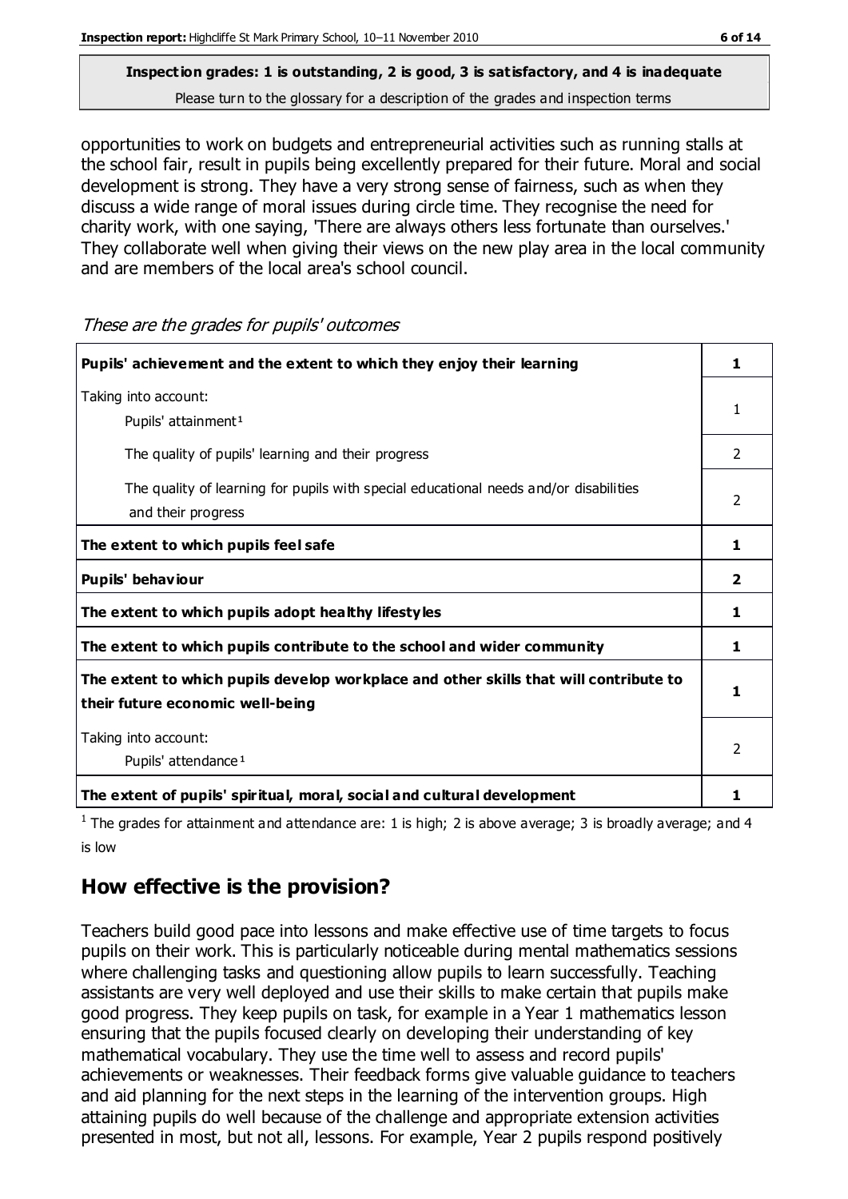Inspection grades: 1 is outstanding, 2 is good, 3 is satisfactory, and 4 is inadequate
Please turn to the glossary for a description of the grades and inspection terms

opportunities to work on budgets and entrepreneurial activities such as running stalls at the school fair, result in pupils being excellently prepared for their future. Moral and social development is strong. They have a very strong sense of fairness, such as when they discuss a wide range of moral issues during circle time. They recognise the need for charity work, with one saying, 'There are always others less fortunate than ourselves.' They collaborate well when giving their views on the new play area in the local community and are members of the local area's school council.

*These are the grades for pupils' outcomes*

| | |
|---|---|
| **Pupils' achievement and the extent to which they enjoy their learning** | **1** |
| Taking into account: Pupils' attainment[1] | 1 |
| The quality of pupils' learning and their progress | 2 |
| The quality of learning for pupils with special educational needs and/or disabilities and their progress | 2 |
| **The extent to which pupils feel safe** | **1** |
| **Pupils' behaviour** | **2** |
| **The extent to which pupils adopt healthy lifestyles** | **1** |
| **The extent to which pupils contribute to the school and wider community** | **1** |
| **The extent to which pupils develop workplace and other skills that will contribute to their future economic well-being** | **1** |
| Taking into account: Pupils' attendance[1] | 2 |
| **The extent of pupils' spiritual, moral, social and cultural development** | **1** |

[1] The grades for attainment and attendance are: 1 is high; 2 is above average; 3 is broadly average; and 4 is low

## How effective is the provision?

Teachers build good pace into lessons and make effective use of time targets to focus pupils on their work. This is particularly noticeable during mental mathematics sessions where challenging tasks and questioning allow pupils to learn successfully. Teaching assistants are very well deployed and use their skills to make certain that pupils make good progress. They keep pupils on task, for example in a Year 1 mathematics lesson ensuring that the pupils focused clearly on developing their understanding of key mathematical vocabulary. They use the time well to assess and record pupils' achievements or weaknesses. Their feedback forms give valuable guidance to teachers and aid planning for the next steps in the learning of the intervention groups. High attaining pupils do well because of the challenge and appropriate extension activities presented in most, but not all, lessons. For example, Year 2 pupils respond positively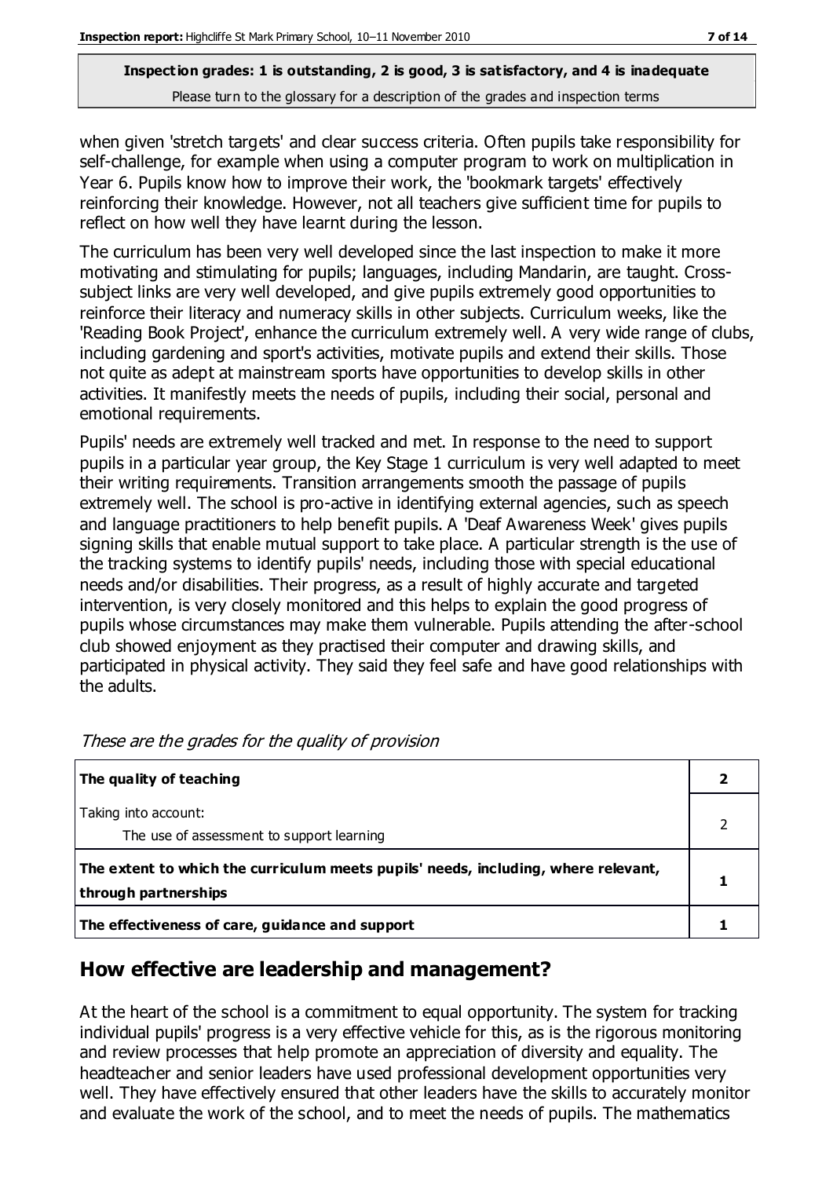**Inspection grades: 1 is outstanding, 2 is good, 3 is satisfactory, and 4 is inadequate**
Please turn to the glossary for a description of the grades and inspection terms

when given 'stretch targets' and clear success criteria. Often pupils take responsibility for self-challenge, for example when using a computer program to work on multiplication in Year 6. Pupils know how to improve their work, the 'bookmark targets' effectively reinforcing their knowledge. However, not all teachers give sufficient time for pupils to reflect on how well they have learnt during the lesson.

The curriculum has been very well developed since the last inspection to make it more motivating and stimulating for pupils; languages, including Mandarin, are taught. Cross-subject links are very well developed, and give pupils extremely good opportunities to reinforce their literacy and numeracy skills in other subjects. Curriculum weeks, like the 'Reading Book Project', enhance the curriculum extremely well. A very wide range of clubs, including gardening and sport's activities, motivate pupils and extend their skills. Those not quite as adept at mainstream sports have opportunities to develop skills in other activities. It manifestly meets the needs of pupils, including their social, personal and emotional requirements.

Pupils' needs are extremely well tracked and met. In response to the need to support pupils in a particular year group, the Key Stage 1 curriculum is very well adapted to meet their writing requirements. Transition arrangements smooth the passage of pupils extremely well. The school is pro-active in identifying external agencies, such as speech and language practitioners to help benefit pupils. A 'Deaf Awareness Week' gives pupils signing skills that enable mutual support to take place. A particular strength is the use of the tracking systems to identify pupils' needs, including those with special educational needs and/or disabilities. Their progress, as a result of highly accurate and targeted intervention, is very closely monitored and this helps to explain the good progress of pupils whose circumstances may make them vulnerable. Pupils attending the after-school club showed enjoyment as they practised their computer and drawing skills, and participated in physical activity. They said they feel safe and have good relationships with the adults.

*These are the grades for the quality of provision*

| | |
|---|---|
| **The quality of teaching** | **2** |
| Taking into account:<br>The use of assessment to support learning | 2 |
| **The extent to which the curriculum meets pupils' needs, including, where relevant, through partnerships** | **1** |
| **The effectiveness of care, guidance and support** | **1** |

## How effective are leadership and management?

At the heart of the school is a commitment to equal opportunity. The system for tracking individual pupils' progress is a very effective vehicle for this, as is the rigorous monitoring and review processes that help promote an appreciation of diversity and equality. The headteacher and senior leaders have used professional development opportunities very well. They have effectively ensured that other leaders have the skills to accurately monitor and evaluate the work of the school, and to meet the needs of pupils. The mathematics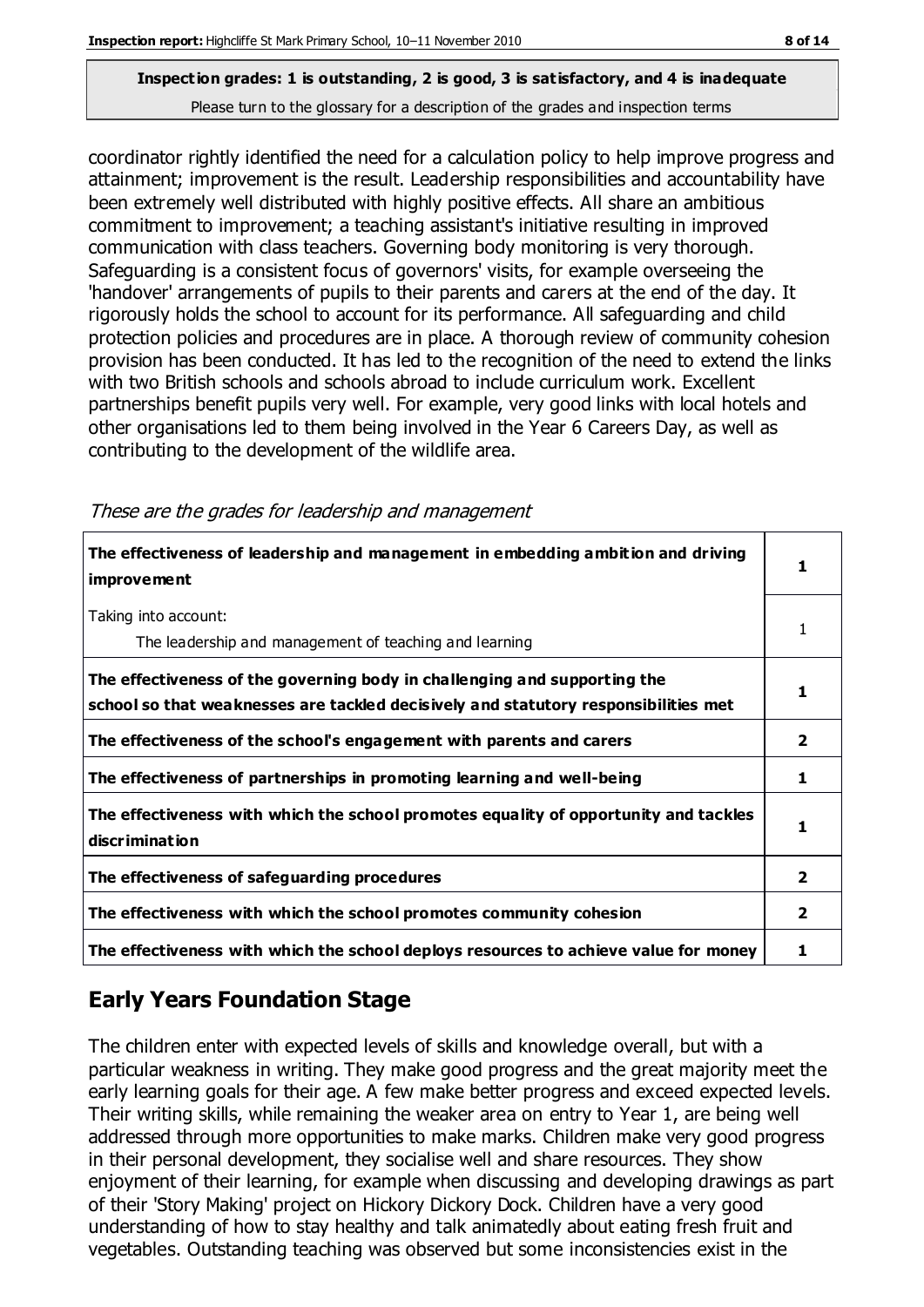**Inspection grades: 1 is outstanding, 2 is good, 3 is satisfactory, and 4 is inadequate**
Please turn to the glossary for a description of the grades and inspection terms

coordinator rightly identified the need for a calculation policy to help improve progress and attainment; improvement is the result. Leadership responsibilities and accountability have been extremely well distributed with highly positive effects. All share an ambitious commitment to improvement; a teaching assistant's initiative resulting in improved communication with class teachers. Governing body monitoring is very thorough. Safeguarding is a consistent focus of governors' visits, for example overseeing the 'handover' arrangements of pupils to their parents and carers at the end of the day. It rigorously holds the school to account for its performance. All safeguarding and child protection policies and procedures are in place. A thorough review of community cohesion provision has been conducted. It has led to the recognition of the need to extend the links with two British schools and schools abroad to include curriculum work. Excellent partnerships benefit pupils very well. For example, very good links with local hotels and other organisations led to them being involved in the Year 6 Careers Day, as well as contributing to the development of the wildlife area.

*These are the grades for leadership and management*

| | |
|---|---|
| **The effectiveness of leadership and management in embedding ambition and driving improvement** | **1** |
| Taking into account:<br>The leadership and management of teaching and learning | 1 |
| **The effectiveness of the governing body in challenging and supporting the school so that weaknesses are tackled decisively and statutory responsibilities met** | **1** |
| **The effectiveness of the school's engagement with parents and carers** | **2** |
| **The effectiveness of partnerships in promoting learning and well-being** | **1** |
| **The effectiveness with which the school promotes equality of opportunity and tackles discrimination** | **1** |
| **The effectiveness of safeguarding procedures** | **2** |
| **The effectiveness with which the school promotes community cohesion** | **2** |
| **The effectiveness with which the school deploys resources to achieve value for money** | **1** |

## Early Years Foundation Stage

The children enter with expected levels of skills and knowledge overall, but with a particular weakness in writing. They make good progress and the great majority meet the early learning goals for their age. A few make better progress and exceed expected levels. Their writing skills, while remaining the weaker area on entry to Year 1, are being well addressed through more opportunities to make marks. Children make very good progress in their personal development, they socialise well and share resources. They show enjoyment of their learning, for example when discussing and developing drawings as part of their 'Story Making' project on Hickory Dickory Dock. Children have a very good understanding of how to stay healthy and talk animatedly about eating fresh fruit and vegetables. Outstanding teaching was observed but some inconsistencies exist in the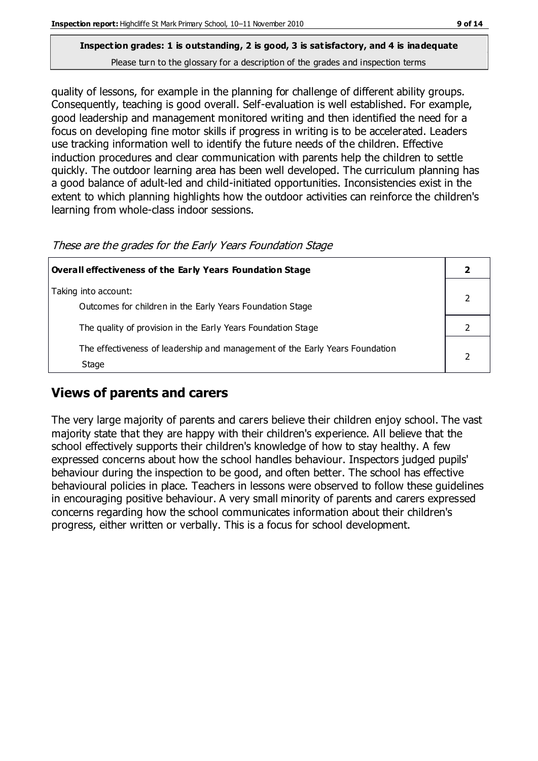quality of lessons, for example in the planning for challenge of different ability groups. Consequently, teaching is good overall. Self-evaluation is well established. For example, good leadership and management monitored writing and then identified the need for a focus on developing fine motor skills if progress in writing is to be accelerated. Leaders use tracking information well to identify the future needs of the children. Effective induction procedures and clear communication with parents help the children to settle quickly. The outdoor learning area has been well developed. The curriculum planning has a good balance of adult-led and child-initiated opportunities. Inconsistencies exist in the extent to which planning highlights how the outdoor activities can reinforce the children's learning from whole-class indoor sessions.

*These are the grades for the Early Years Foundation Stage*

| | |
|---|---|
| **Overall effectiveness of the Early Years Foundation Stage** | **2** |
| Taking into account:<br>Outcomes for children in the Early Years Foundation Stage | 2 |
| The quality of provision in the Early Years Foundation Stage | 2 |
| The effectiveness of leadership and management of the Early Years Foundation Stage | 2 |

## Views of parents and carers

The very large majority of parents and carers believe their children enjoy school. The vast majority state that they are happy with their children's experience. All believe that the school effectively supports their children's knowledge of how to stay healthy. A few expressed concerns about how the school handles behaviour. Inspectors judged pupils' behaviour during the inspection to be good, and often better. The school has effective behavioural policies in place. Teachers in lessons were observed to follow these guidelines in encouraging positive behaviour. A very small minority of parents and carers expressed concerns regarding how the school communicates information about their children's progress, either written or verbally. This is a focus for school development.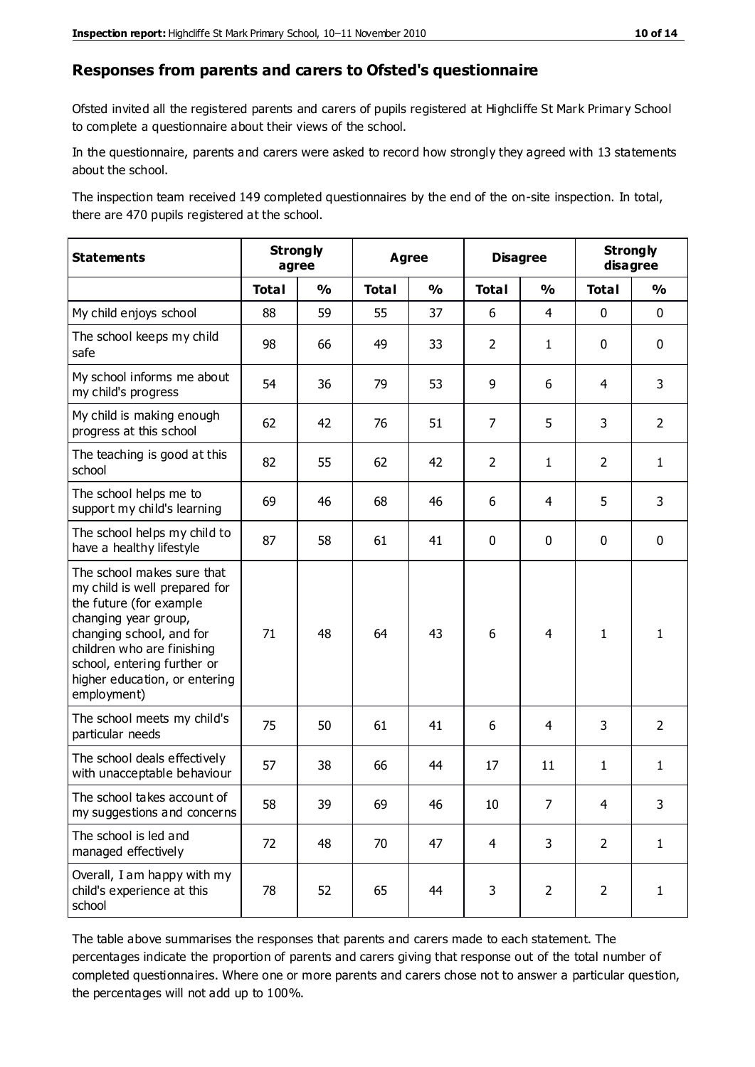## Responses from parents and carers to Ofsted's questionnaire

Ofsted invited all the registered parents and carers of pupils registered at Highcliffe St Mark Primary School to complete a questionnaire about their views of the school.

In the questionnaire, parents and carers were asked to record how strongly they agreed with 13 statements about the school.

The inspection team received 149 completed questionnaires by the end of the on-site inspection. In total, there are 470 pupils registered at the school.

| Statements | Strongly agree | | Agree | | Disagree | | Strongly disagree | |
|---|---|---|---|---|---|---|---|---|
| | **Total** | **%** | **Total** | **%** | **Total** | **%** | **Total** | **%** |
| My child enjoys school | 88 | 59 | 55 | 37 | 6 | 4 | 0 | 0 |
| The school keeps my child safe | 98 | 66 | 49 | 33 | 2 | 1 | 0 | 0 |
| My school informs me about my child's progress | 54 | 36 | 79 | 53 | 9 | 6 | 4 | 3 |
| My child is making enough progress at this school | 62 | 42 | 76 | 51 | 7 | 5 | 3 | 2 |
| The teaching is good at this school | 82 | 55 | 62 | 42 | 2 | 1 | 2 | 1 |
| The school helps me to support my child's learning | 69 | 46 | 68 | 46 | 6 | 4 | 5 | 3 |
| The school helps my child to have a healthy lifestyle | 87 | 58 | 61 | 41 | 0 | 0 | 0 | 0 |
| The school makes sure that my child is well prepared for the future (for example changing year group, changing school, and for children who are finishing school, entering further or higher education, or entering employment) | 71 | 48 | 64 | 43 | 6 | 4 | 1 | 1 |
| The school meets my child's particular needs | 75 | 50 | 61 | 41 | 6 | 4 | 3 | 2 |
| The school deals effectively with unacceptable behaviour | 57 | 38 | 66 | 44 | 17 | 11 | 1 | 1 |
| The school takes account of my suggestions and concerns | 58 | 39 | 69 | 46 | 10 | 7 | 4 | 3 |
| The school is led and managed effectively | 72 | 48 | 70 | 47 | 4 | 3 | 2 | 1 |
| Overall, I am happy with my child's experience at this school | 78 | 52 | 65 | 44 | 3 | 2 | 2 | 1 |

The table above summarises the responses that parents and carers made to each statement. The percentages indicate the proportion of parents and carers giving that response out of the total number of completed questionnaires. Where one or more parents and carers chose not to answer a particular question, the percentages will not add up to 100%.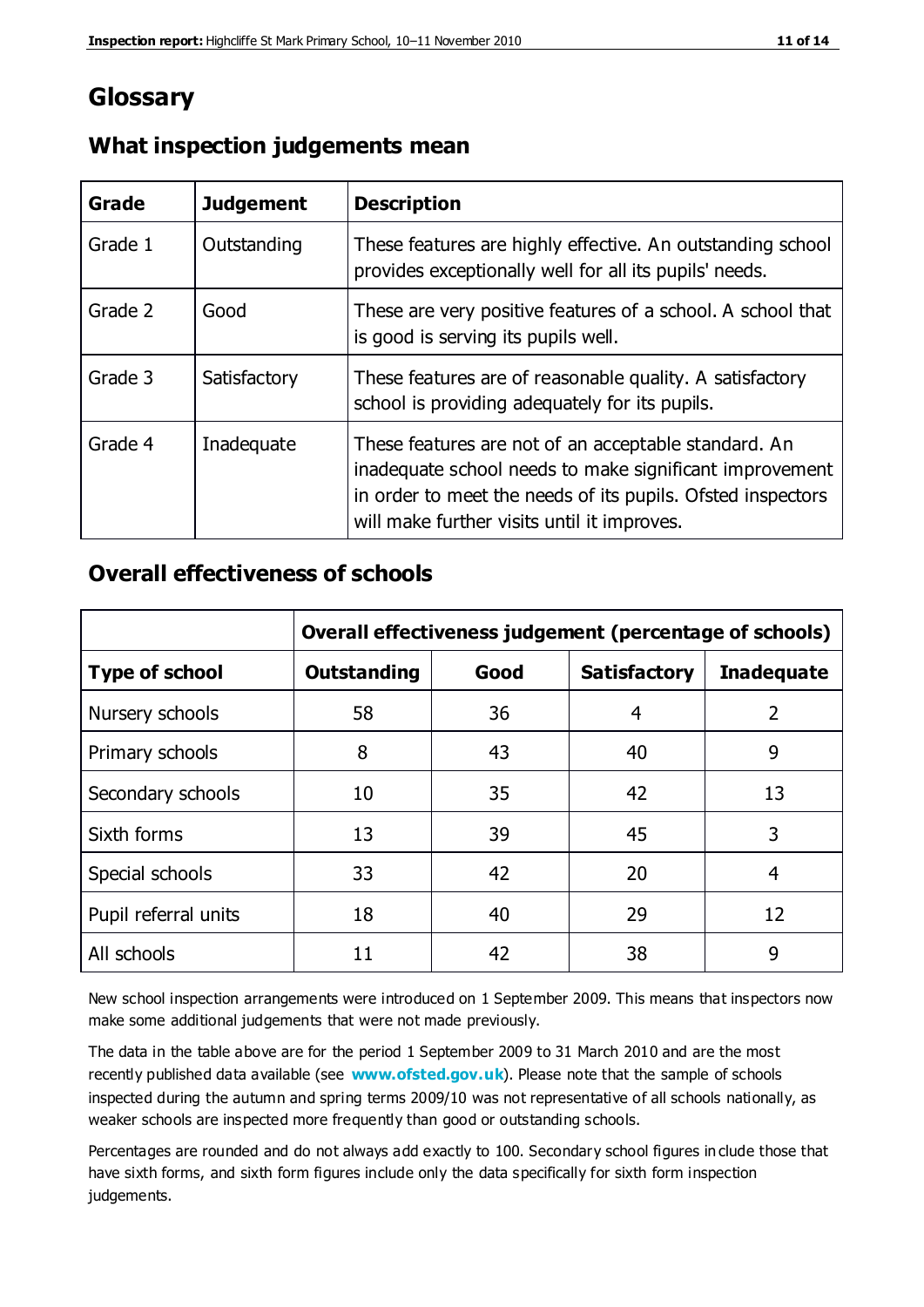# Glossary

## What inspection judgements mean

| Grade | Judgement | Description |
|---|---|---|
| Grade 1 | Outstanding | These features are highly effective. An outstanding school provides exceptionally well for all its pupils' needs. |
| Grade 2 | Good | These are very positive features of a school. A school that is good is serving its pupils well. |
| Grade 3 | Satisfactory | These features are of reasonable quality. A satisfactory school is providing adequately for its pupils. |
| Grade 4 | Inadequate | These features are not of an acceptable standard. An inadequate school needs to make significant improvement in order to meet the needs of its pupils. Ofsted inspectors will make further visits until it improves. |

## Overall effectiveness of schools

| | Overall effectiveness judgement (percentage of schools) | | | |
|---|---|---|---|---|
| **Type of school** | **Outstanding** | **Good** | **Satisfactory** | **Inadequate** |
| Nursery schools | 58 | 36 | 4 | 2 |
| Primary schools | 8 | 43 | 40 | 9 |
| Secondary schools | 10 | 35 | 42 | 13 |
| Sixth forms | 13 | 39 | 45 | 3 |
| Special schools | 33 | 42 | 20 | 4 |
| Pupil referral units | 18 | 40 | 29 | 12 |
| All schools | 11 | 42 | 38 | 9 |

New school inspection arrangements were introduced on 1 September 2009. This means that inspectors now make some additional judgements that were not made previously.

The data in the table above are for the period 1 September 2009 to 31 March 2010 and are the most recently published data available (see **www.ofsted.gov.uk**). Please note that the sample of schools inspected during the autumn and spring terms 2009/10 was not representative of all schools nationally, as weaker schools are inspected more frequently than good or outstanding schools.

Percentages are rounded and do not always add exactly to 100. Secondary school figures include those that have sixth forms, and sixth form figures include only the data specifically for sixth form inspection judgements.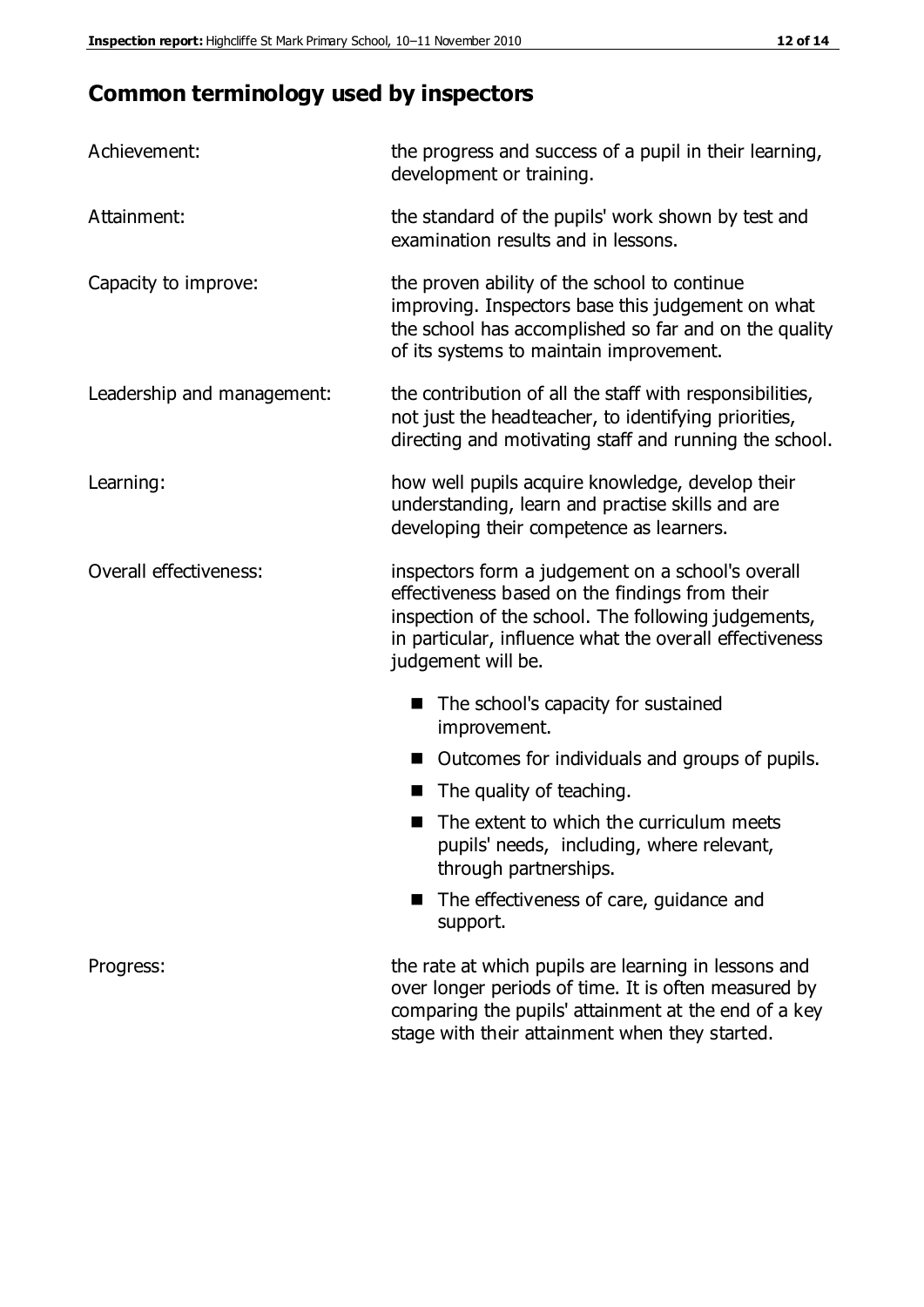## Common terminology used by inspectors

| | |
|---|---|
| Achievement: | the progress and success of a pupil in their learning, development or training. |
| Attainment: | the standard of the pupils' work shown by test and examination results and in lessons. |
| Capacity to improve: | the proven ability of the school to continue improving. Inspectors base this judgement on what the school has accomplished so far and on the quality of its systems to maintain improvement. |
| Leadership and management: | the contribution of all the staff with responsibilities, not just the headteacher, to identifying priorities, directing and motivating staff and running the school. |
| Learning: | how well pupils acquire knowledge, develop their understanding, learn and practise skills and are developing their competence as learners. |
| Overall effectiveness: | inspectors form a judgement on a school's overall effectiveness based on the findings from their inspection of the school. The following judgements, in particular, influence what the overall effectiveness judgement will be.<br>■ The school's capacity for sustained improvement.<br>■ Outcomes for individuals and groups of pupils.<br>■ The quality of teaching.<br>■ The extent to which the curriculum meets pupils' needs, including, where relevant, through partnerships.<br>■ The effectiveness of care, guidance and support. |
| Progress: | the rate at which pupils are learning in lessons and over longer periods of time. It is often measured by comparing the pupils' attainment at the end of a key stage with their attainment when they started. |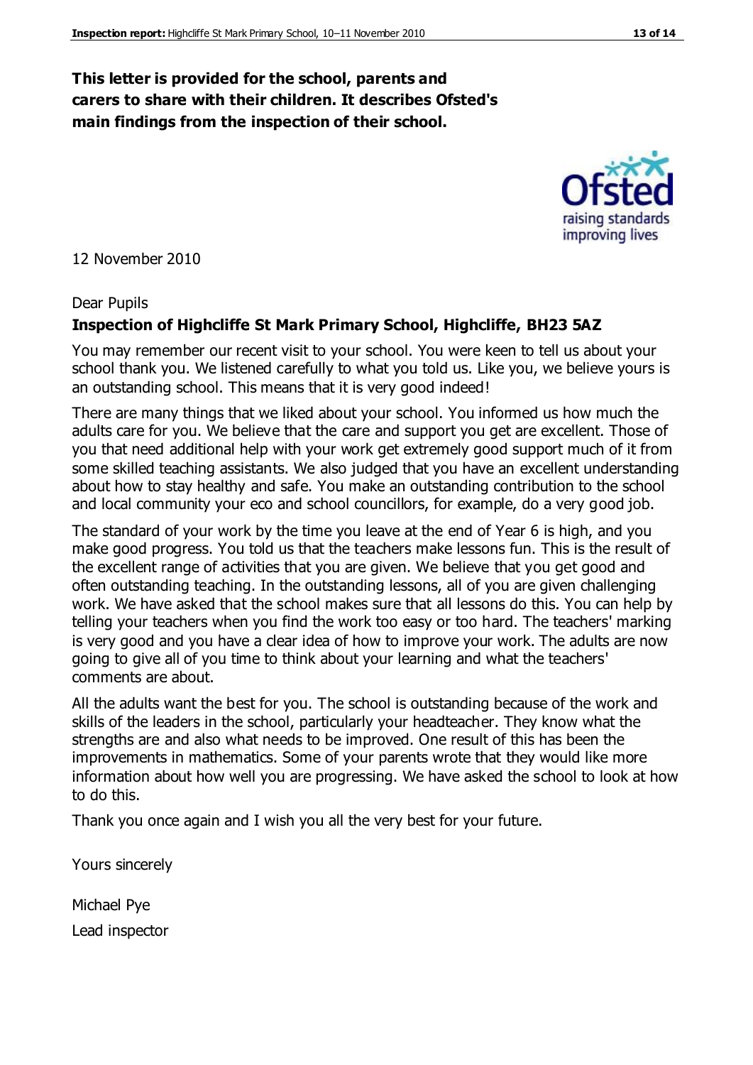**This letter is provided for the school, parents and carers to share with their children. It describes Ofsted's main findings from the inspection of their school.**

12 November 2010

Dear Pupils

**Inspection of Highcliffe St Mark Primary School, Highcliffe, BH23 5AZ**

You may remember our recent visit to your school. You were keen to tell us about your school thank you. We listened carefully to what you told us. Like you, we believe yours is an outstanding school. This means that it is very good indeed!

There are many things that we liked about your school. You informed us how much the adults care for you. We believe that the care and support you get are excellent. Those of you that need additional help with your work get extremely good support much of it from some skilled teaching assistants. We also judged that you have an excellent understanding about how to stay healthy and safe. You make an outstanding contribution to the school and local community your eco and school councillors, for example, do a very good job.

The standard of your work by the time you leave at the end of Year 6 is high, and you make good progress. You told us that the teachers make lessons fun. This is the result of the excellent range of activities that you are given. We believe that you get good and often outstanding teaching. In the outstanding lessons, all of you are given challenging work. We have asked that the school makes sure that all lessons do this. You can help by telling your teachers when you find the work too easy or too hard. The teachers' marking is very good and you have a clear idea of how to improve your work. The adults are now going to give all of you time to think about your learning and what the teachers' comments are about.

All the adults want the best for you. The school is outstanding because of the work and skills of the leaders in the school, particularly your headteacher. They know what the strengths are and also what needs to be improved. One result of this has been the improvements in mathematics. Some of your parents wrote that they would like more information about how well you are progressing. We have asked the school to look at how to do this.

Thank you once again and I wish you all the very best for your future.

Yours sincerely

Michael Pye

Lead inspector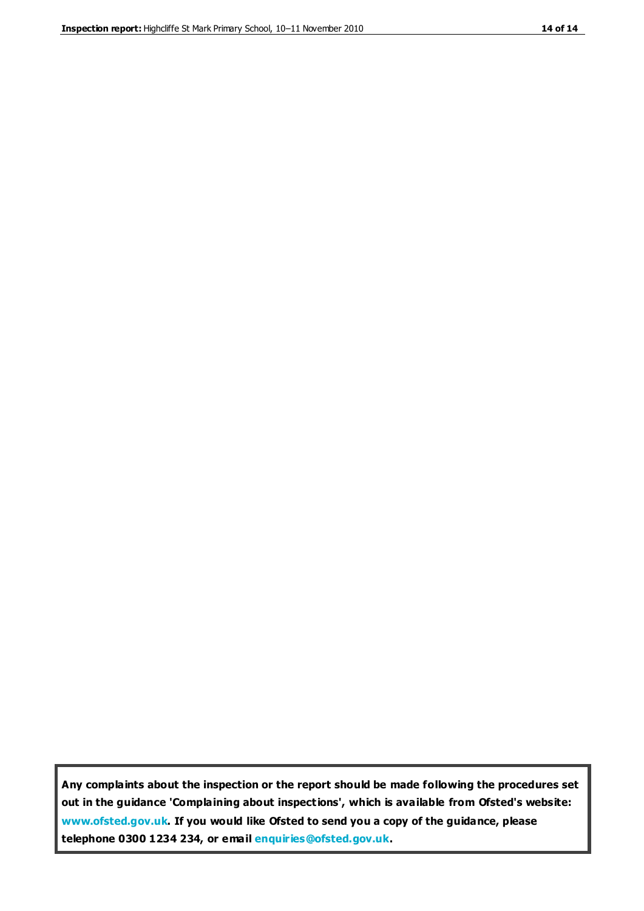**Any complaints about the inspection or the report should be made following the procedures set out in the guidance 'Complaining about inspections', which is available from Ofsted's website: www.ofsted.gov.uk. If you would like Ofsted to send you a copy of the guidance, please telephone 0300 1234 234, or email enquiries@ofsted.gov.uk.**